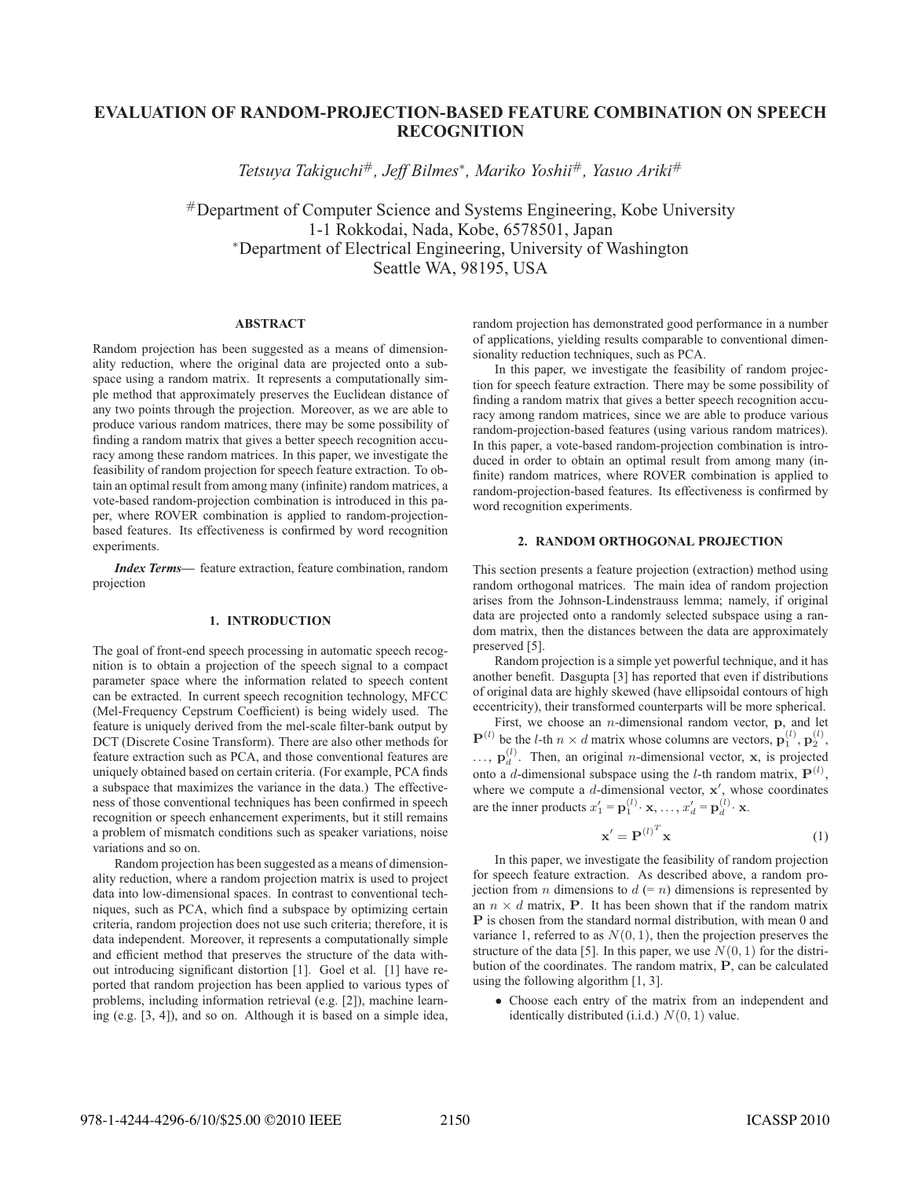# EVALUATION OF RANDOM-PROJECTION-BASED FEATURE COMBINATION ON SPEECH RECOGNITION

*Tetsuya Takiguchi#, Jeff Bilmes\*, Mariko Yoshii#, Yasuo Ariki#*

#Department of Computer Science and Systems Engineering, Kobe University
1-1 Rokkodai, Nada, Kobe, 6578501, Japan
\*Department of Electrical Engineering, University of Washington
Seattle WA, 98195, USA

## ABSTRACT

Random projection has been suggested as a means of dimensionality reduction, where the original data are projected onto a subspace using a random matrix. It represents a computationally simple method that approximately preserves the Euclidean distance of any two points through the projection. Moreover, as we are able to produce various random matrices, there may be some possibility of finding a random matrix that gives a better speech recognition accuracy among these random matrices. In this paper, we investigate the feasibility of random projection for speech feature extraction. To obtain an optimal result from among many (infinite) random matrices, a vote-based random-projection combination is introduced in this paper, where ROVER combination is applied to random-projection-based features. Its effectiveness is confirmed by word recognition experiments.

***Index Terms***— feature extraction, feature combination, random projection

## 1. INTRODUCTION

The goal of front-end speech processing in automatic speech recognition is to obtain a projection of the speech signal to a compact parameter space where the information related to speech content can be extracted. In current speech recognition technology, MFCC (Mel-Frequency Cepstrum Coefficient) is being widely used. The feature is uniquely derived from the mel-scale filter-bank output by DCT (Discrete Cosine Transform). There are also other methods for feature extraction such as PCA, and those conventional features are uniquely obtained based on certain criteria. (For example, PCA finds a subspace that maximizes the variance in the data.) The effectiveness of those conventional techniques has been confirmed in speech recognition or speech enhancement experiments, but it still remains a problem of mismatch conditions such as speaker variations, noise variations and so on.

Random projection has been suggested as a means of dimensionality reduction, where a random projection matrix is used to project data into low-dimensional spaces. In contrast to conventional techniques, such as PCA, which find a subspace by optimizing certain criteria, random projection does not use such criteria; therefore, it is data independent. Moreover, it represents a computationally simple and efficient method that preserves the structure of the data without introducing significant distortion [1]. Goel et al. [1] have reported that random projection has been applied to various types of problems, including information retrieval (e.g. [2]), machine learning (e.g. [3, 4]), and so on. Although it is based on a simple idea, random projection has demonstrated good performance in a number of applications, yielding results comparable to conventional dimensionality reduction techniques, such as PCA.

In this paper, we investigate the feasibility of random projection for speech feature extraction. There may be some possibility of finding a random matrix that gives a better speech recognition accuracy among random matrices, since we are able to produce various random-projection-based features (using various random matrices). In this paper, a vote-based random-projection combination is introduced in order to obtain an optimal result from among many (infinite) random matrices, where ROVER combination is applied to random-projection-based features. Its effectiveness is confirmed by word recognition experiments.

## 2. RANDOM ORTHOGONAL PROJECTION

This section presents a feature projection (extraction) method using random orthogonal matrices. The main idea of random projection arises from the Johnson-Lindenstrauss lemma; namely, if original data are projected onto a randomly selected subspace using a random matrix, then the distances between the data are approximately preserved [5].

Random projection is a simple yet powerful technique, and it has another benefit. Dasgupta [3] has reported that even if distributions of original data are highly skewed (have ellipsoidal contours of high eccentricity), their transformed counterparts will be more spherical.

First, we choose an $n$-dimensional random vector, $\mathbf{p}$, and let $\mathbf{P}^{(l)}$ be the $l$-th $n \times d$ matrix whose columns are vectors, $\mathbf{p}_1^{(l)}, \mathbf{p}_2^{(l)}, \ldots, \mathbf{p}_d^{(l)}$. Then, an original $n$-dimensional vector, $\mathbf{x}$, is projected onto a $d$-dimensional subspace using the $l$-th random matrix, $\mathbf{P}^{(l)}$, where we compute a $d$-dimensional vector, $\mathbf{x}'$, whose coordinates are the inner products $x'_1 = \mathbf{p}_1^{(l)} \cdot \mathbf{x}, \ldots, x'_d = \mathbf{p}_d^{(l)} \cdot \mathbf{x}$.

$$\mathbf{x}' = \mathbf{P}^{(l)^T}\mathbf{x} \tag{1}$$

In this paper, we investigate the feasibility of random projection for speech feature extraction. As described above, a random projection from $n$ dimensions to $d$ $(= n)$ dimensions is represented by an $n \times d$ matrix, $\mathbf{P}$. It has been shown that if the random matrix $\mathbf{P}$ is chosen from the standard normal distribution, with mean 0 and variance 1, referred to as $N(0, 1)$, then the projection preserves the structure of the data [5]. In this paper, we use $N(0, 1)$ for the distribution of the coordinates. The random matrix, $\mathbf{P}$, can be calculated using the following algorithm [1, 3].

- Choose each entry of the matrix from an independent and identically distributed (i.i.d.) $N(0, 1)$ value.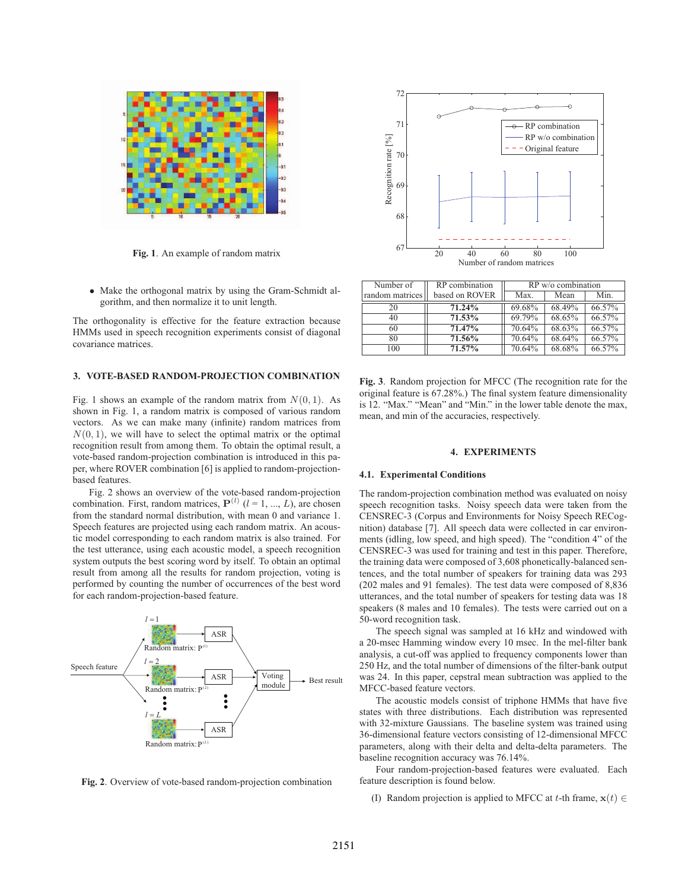Fig. 1. An example of random matrix

- Make the orthogonal matrix by using the Gram-Schmidt algorithm, and then normalize it to unit length.

The orthogonality is effective for the feature extraction because HMMs used in speech recognition experiments consist of diagonal covariance matrices.

## 3. VOTE-BASED RANDOM-PROJECTION COMBINATION

Fig. 1 shows an example of the random matrix from $N(0, 1)$. As shown in Fig. 1, a random matrix is composed of various random vectors. As we can make many (infinite) random matrices from $N(0, 1)$, we will have to select the optimal matrix or the optimal recognition result from among them. To obtain the optimal result, a vote-based random-projection combination is introduced in this paper, where ROVER combination [6] is applied to random-projection-based features.

Fig. 2 shows an overview of the vote-based random-projection combination. First, random matrices, $\mathbf{P}^{(l)}$ ($l = 1, ..., L$), are chosen from the standard normal distribution, with mean 0 and variance 1. Speech features are projected using each random matrix. An acoustic model corresponding to each random matrix is also trained. For the test utterance, using each acoustic model, a speech recognition system outputs the best scoring word by itself. To obtain an optimal result from among all the results for random projection, voting is performed by counting the number of occurrences of the best word for each random-projection-based feature.

Fig. 2. Overview of vote-based random-projection combination

| Number of random matrices | RP combination based on ROVER | RP w/o combination | | |
|---|---|---|---|---|
| | | Max. | Mean | Min. |
| 20 | **71.24%** | 69.68% | 68.49% | 66.57% |
| 40 | **71.53%** | 69.79% | 68.65% | 66.57% |
| 60 | **71.47%** | 70.64% | 68.63% | 66.57% |
| 80 | **71.56%** | 70.64% | 68.64% | 66.57% |
| 100 | **71.57%** | 70.64% | 68.68% | 66.57% |

**Fig. 3**. Random projection for MFCC (The recognition rate for the original feature is 67.28%.) The final system feature dimensionality is 12. "Max." "Mean" and "Min." in the lower table denote the max, mean, and min of the accuracies, respectively.

## 4. EXPERIMENTS

### 4.1. Experimental Conditions

The random-projection combination method was evaluated on noisy speech recognition tasks. Noisy speech data were taken from the CENSREC-3 (Corpus and Environments for Noisy Speech RECognition) database [7]. All speech data were collected in car environments (idling, low speed, and high speed). The "condition 4" of the CENSREC-3 was used for training and test in this paper. Therefore, the training data were composed of 3,608 phonetically-balanced sentences, and the total number of speakers for training data was 293 (202 males and 91 females). The test data were composed of 8,836 utterances, and the total number of speakers for testing data was 18 speakers (8 males and 10 females). The tests were carried out on a 50-word recognition task.

The speech signal was sampled at 16 kHz and windowed with a 20-msec Hamming window every 10 msec. In the mel-filter bank analysis, a cut-off was applied to frequency components lower than 250 Hz, and the total number of dimensions of the filter-bank output was 24. In this paper, cepstral mean subtraction was applied to the MFCC-based feature vectors.

The acoustic models consist of triphone HMMs that have five states with three distributions. Each distribution was represented with 32-mixture Gaussians. The baseline system was trained using 36-dimensional feature vectors consisting of 12-dimensional MFCC parameters, along with their delta and delta-delta parameters. The baseline recognition accuracy was 76.14%.

Four random-projection-based features were evaluated. Each feature description is found below.

(I) Random projection is applied to MFCC at $t$-th frame, $\mathbf{x}(t) \in$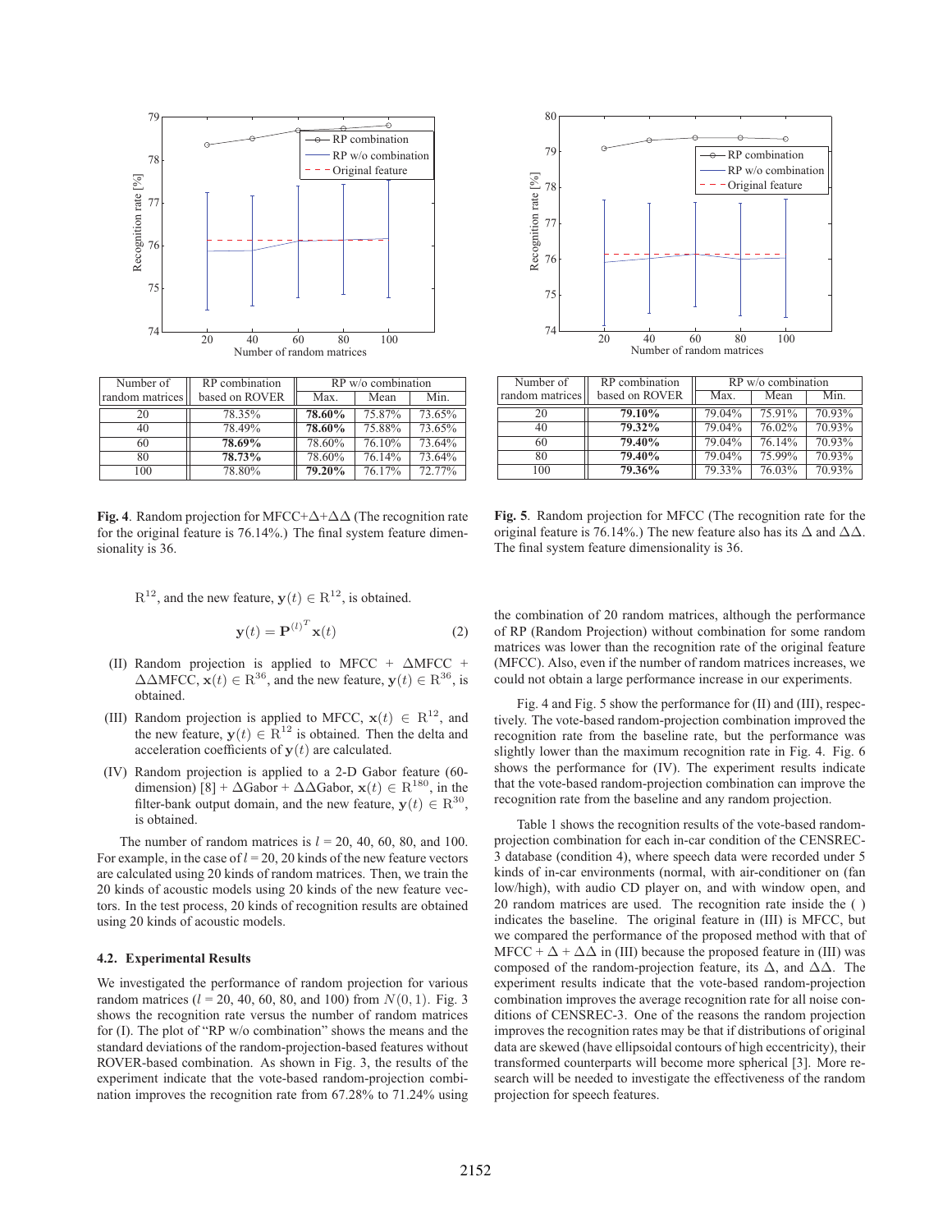| Number of random matrices | RP combination based on ROVER | RP w/o combination | | |
|---|---|---|---|---|
| | | Max. | Mean | Min. |
| 20 | 78.35% | **78.60%** | 75.87% | 73.65% |
| 40 | 78.49% | **78.60%** | 75.88% | 73.65% |
| 60 | **78.69%** | 78.60% | 76.10% | 73.64% |
| 80 | **78.73%** | 78.60% | 76.14% | 73.64% |
| 100 | 78.80% | **79.20%** | 76.17% | 72.77% |

**Fig. 4**. Random projection for MFCC+Δ+ΔΔ (The recognition rate for the original feature is 76.14%.) The final system feature dimensionality is 36.

| Number of random matrices | RP combination based on ROVER | RP w/o combination | | |
|---|---|---|---|---|
| | | Max. | Mean | Min. |
| 20 | **79.10%** | 79.04% | 75.91% | 70.93% |
| 40 | **79.32%** | 79.04% | 76.02% | 70.93% |
| 60 | **79.40%** | 79.04% | 76.14% | 70.93% |
| 80 | **79.40%** | 79.04% | 75.99% | 70.93% |
| 100 | **79.36%** | 79.33% | 76.03% | 70.93% |

**Fig. 5**. Random projection for MFCC (The recognition rate for the original feature is 76.14%.) The new feature also has its Δ and ΔΔ. The final system feature dimensionality is 36.

$\mathrm{R}^{12}$, and the new feature, $\mathbf{y}(t) \in \mathrm{R}^{12}$, is obtained.

$$\mathbf{y}(t) = \mathbf{P}^{(l)^T}\mathbf{x}(t) \tag{2}$$

(II) Random projection is applied to MFCC + ΔMFCC + ΔΔMFCC, $\mathbf{x}(t) \in \mathrm{R}^{36}$, and the new feature, $\mathbf{y}(t) \in \mathrm{R}^{36}$, is obtained.

(III) Random projection is applied to MFCC, $\mathbf{x}(t) \in \mathrm{R}^{12}$, and the new feature, $\mathbf{y}(t) \in \mathrm{R}^{12}$ is obtained. Then the delta and acceleration coefficients of $\mathbf{y}(t)$ are calculated.

(IV) Random projection is applied to a 2-D Gabor feature (60-dimension) [8] + ΔGabor + ΔΔGabor, $\mathbf{x}(t) \in \mathrm{R}^{180}$, in the filter-bank output domain, and the new feature, $\mathbf{y}(t) \in \mathrm{R}^{30}$, is obtained.

The number of random matrices is $l$ = 20, 40, 60, 80, and 100. For example, in the case of $l$ = 20, 20 kinds of the new feature vectors are calculated using 20 kinds of random matrices. Then, we train the 20 kinds of acoustic models using 20 kinds of the new feature vectors. In the test process, 20 kinds of recognition results are obtained using 20 kinds of acoustic models.

### 4.2. Experimental Results

We investigated the performance of random projection for various random matrices ($l$ = 20, 40, 60, 80, and 100) from $N(0, 1)$. Fig. 3 shows the recognition rate versus the number of random matrices for (I). The plot of "RP w/o combination" shows the means and the standard deviations of the random-projection-based features without ROVER-based combination. As shown in Fig. 3, the results of the experiment indicate that the vote-based random-projection combination improves the recognition rate from 67.28% to 71.24% using the combination of 20 random matrices, although the performance of RP (Random Projection) without combination for some random matrices was lower than the recognition rate of the original feature (MFCC). Also, even if the number of random matrices increases, we could not obtain a large performance increase in our experiments.

Fig. 4 and Fig. 5 show the performance for (II) and (III), respectively. The vote-based random-projection combination improved the recognition rate from the baseline rate, but the performance was slightly lower than the maximum recognition rate in Fig. 4. Fig. 6 shows the performance for (IV). The experiment results indicate that the vote-based random-projection combination can improve the recognition rate from the baseline and any random projection.

Table 1 shows the recognition results of the vote-based random-projection combination for each in-car condition of the CENSREC-3 database (condition 4), where speech data were recorded under 5 kinds of in-car environments (normal, with air-conditioner on (fan low/high), with audio CD player on, and with window open, and 20 random matrices are used. The recognition rate inside the ( ) indicates the baseline. The original feature in (III) is MFCC, but we compared the performance of the proposed method with that of MFCC + Δ + ΔΔ in (III) because the proposed feature in (III) was composed of the random-projection feature, its Δ, and ΔΔ. The experiment results indicate that the vote-based random-projection combination improves the average recognition rate for all noise conditions of CENSREC-3. One of the reasons the random projection improves the recognition rates may be that if distributions of original data are skewed (have ellipsoidal contours of high eccentricity), their transformed counterparts will become more spherical [3]. More research will be needed to investigate the effectiveness of the random projection for speech features.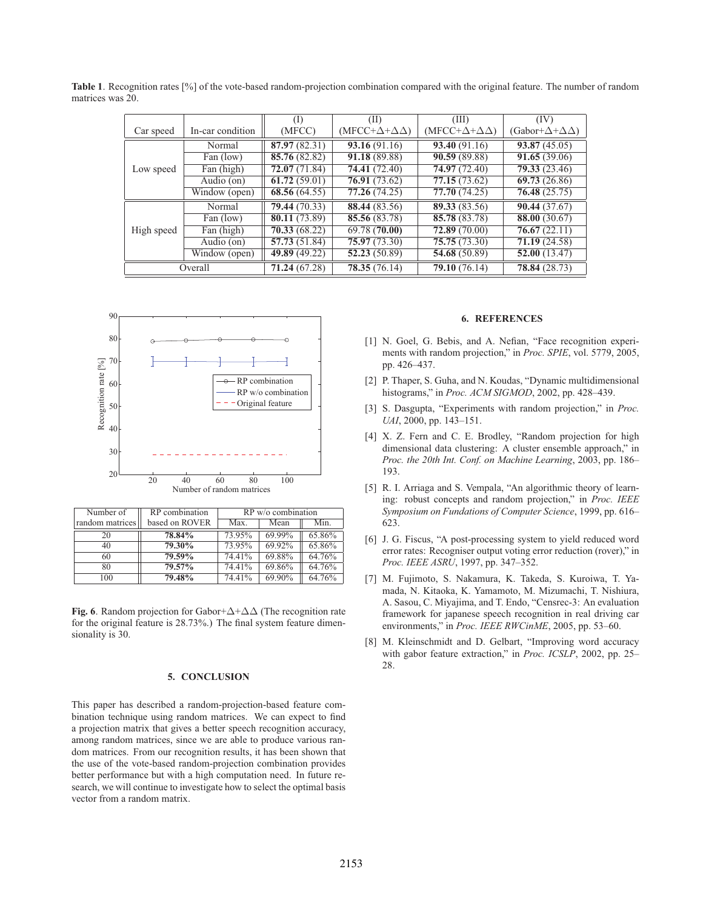**Table 1**. Recognition rates [%] of the vote-based random-projection combination compared with the original feature. The number of random matrices was 20.

| Car speed | In-car condition | (I) (MFCC) | (II) (MFCC+Δ+ΔΔ) | (III) (MFCC+Δ+ΔΔ) | (IV) (Gabor+Δ+ΔΔ) |
|---|---|---|---|---|---|
| Low speed | Normal | **87.97** (82.31) | **93.16** (91.16) | **93.40** (91.16) | **93.87** (45.05) |
| | Fan (low) | **85.76** (82.82) | **91.18** (89.88) | **90.59** (89.88) | **91.65** (39.06) |
| | Fan (high) | **72.07** (71.84) | **74.41** (72.40) | **74.97** (72.40) | **79.33** (23.46) |
| | Audio (on) | **61.72** (59.01) | **76.91** (73.62) | **77.15** (73.62) | **69.73** (26.86) |
| | Window (open) | **68.56** (64.55) | **77.26** (74.25) | **77.70** (74.25) | **76.48** (25.75) |
| High speed | Normal | **79.44** (70.33) | **88.44** (83.56) | **89.33** (83.56) | **90.44** (37.67) |
| | Fan (low) | **80.11** (73.89) | **85.56** (83.78) | **85.78** (83.78) | **88.00** (30.67) |
| | Fan (high) | **70.33** (68.22) | 69.78 (**70.00**) | **72.89** (70.00) | **76.67** (22.11) |
| | Audio (on) | **57.73** (51.84) | **75.97** (73.30) | **75.75** (73.30) | **71.19** (24.58) |
| | Window (open) | **49.89** (49.22) | **52.23** (50.89) | **54.68** (50.89) | **52.00** (13.47) |
| Overall | | **71.24** (67.28) | **78.35** (76.14) | **79.10** (76.14) | **78.84** (28.73) |

Recognition rate [%]
90
80
70
60
50
40
30
20
20 40 60 80 100
Number of random matrices
RP combination
RP w/o combination
Original feature

| Number of random matrices | RP combination based on ROVER | RP w/o combination Max. | Mean | Min. |
|---|---|---|---|---|
| 20 | **78.84%** | 73.95% | 69.99% | 65.86% |
| 40 | **79.30%** | 73.95% | 69.92% | 65.86% |
| 60 | **79.59%** | 74.41% | 69.88% | 64.76% |
| 80 | **79.57%** | 74.41% | 69.86% | 64.76% |
| 100 | **79.48%** | 74.41% | 69.90% | 64.76% |

**Fig. 6**. Random projection for Gabor+Δ+ΔΔ (The recognition rate for the original feature is 28.73%.) The final system feature dimensionality is 30.

## 5. CONCLUSION

This paper has described a random-projection-based feature combination technique using random matrices. We can expect to find a projection matrix that gives a better speech recognition accuracy, among random matrices, since we are able to produce various random matrices. From our recognition results, it has been shown that the use of the vote-based random-projection combination provides better performance but with a high computation need. In future research, we will continue to investigate how to select the optimal basis vector from a random matrix.

## 6. REFERENCES

[1] N. Goel, G. Bebis, and A. Nefian, "Face recognition experiments with random projection," in *Proc. SPIE*, vol. 5779, 2005, pp. 426–437.

[2] P. Thaper, S. Guha, and N. Koudas, "Dynamic multidimensional histograms," in *Proc. ACM SIGMOD*, 2002, pp. 428–439.

[3] S. Dasgupta, "Experiments with random projection," in *Proc. UAI*, 2000, pp. 143–151.

[4] X. Z. Fern and C. E. Brodley, "Random projection for high dimensional data clustering: A cluster ensemble approach," in *Proc. the 20th Int. Conf. on Machine Learning*, 2003, pp. 186–193.

[5] R. I. Arriaga and S. Vempala, "An algorithmic theory of learning: robust concepts and random projection," in *Proc. IEEE Symposium on Fundations of Computer Science*, 1999, pp. 616–623.

[6] J. G. Fiscus, "A post-processing system to yield reduced word error rates: Recogniser output voting error reduction (rover)," in *Proc. IEEE ASRU*, 1997, pp. 347–352.

[7] M. Fujimoto, S. Nakamura, K. Takeda, S. Kuroiwa, T. Yamada, N. Kitaoka, K. Yamamoto, M. Mizumachi, T. Nishiura, A. Sasou, C. Miyajima, and T. Endo, "Censrec-3: An evaluation framework for japanese speech recognition in real driving car environments," in *Proc. IEEE RWCinME*, 2005, pp. 53–60.

[8] M. Kleinschmidt and D. Gelbart, "Improving word accuracy with gabor feature extraction," in *Proc. ICSLP*, 2002, pp. 25–28.